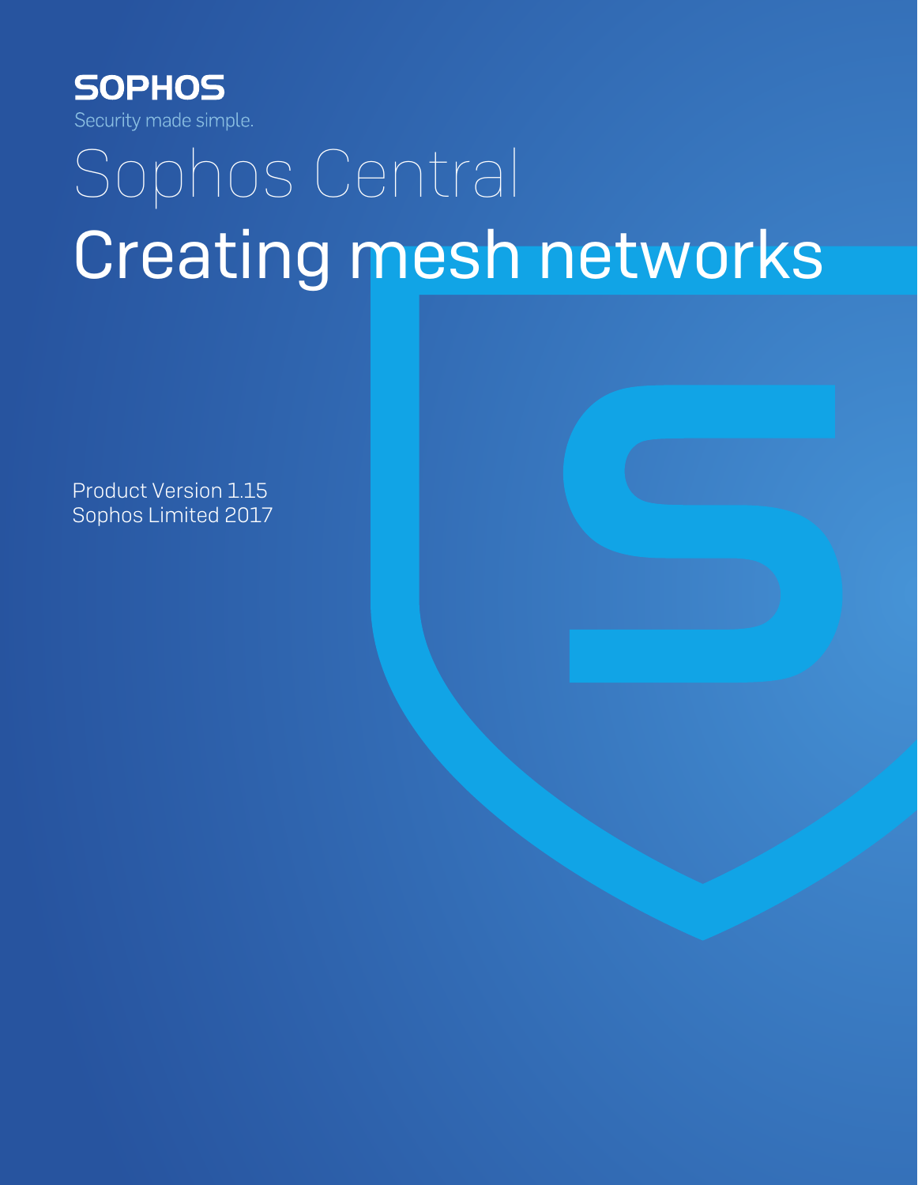**SOPHOS**

Security made simple.

# Sophos Central

# Creating mesh networks

Product Version 1.15
Sophos Limited 2017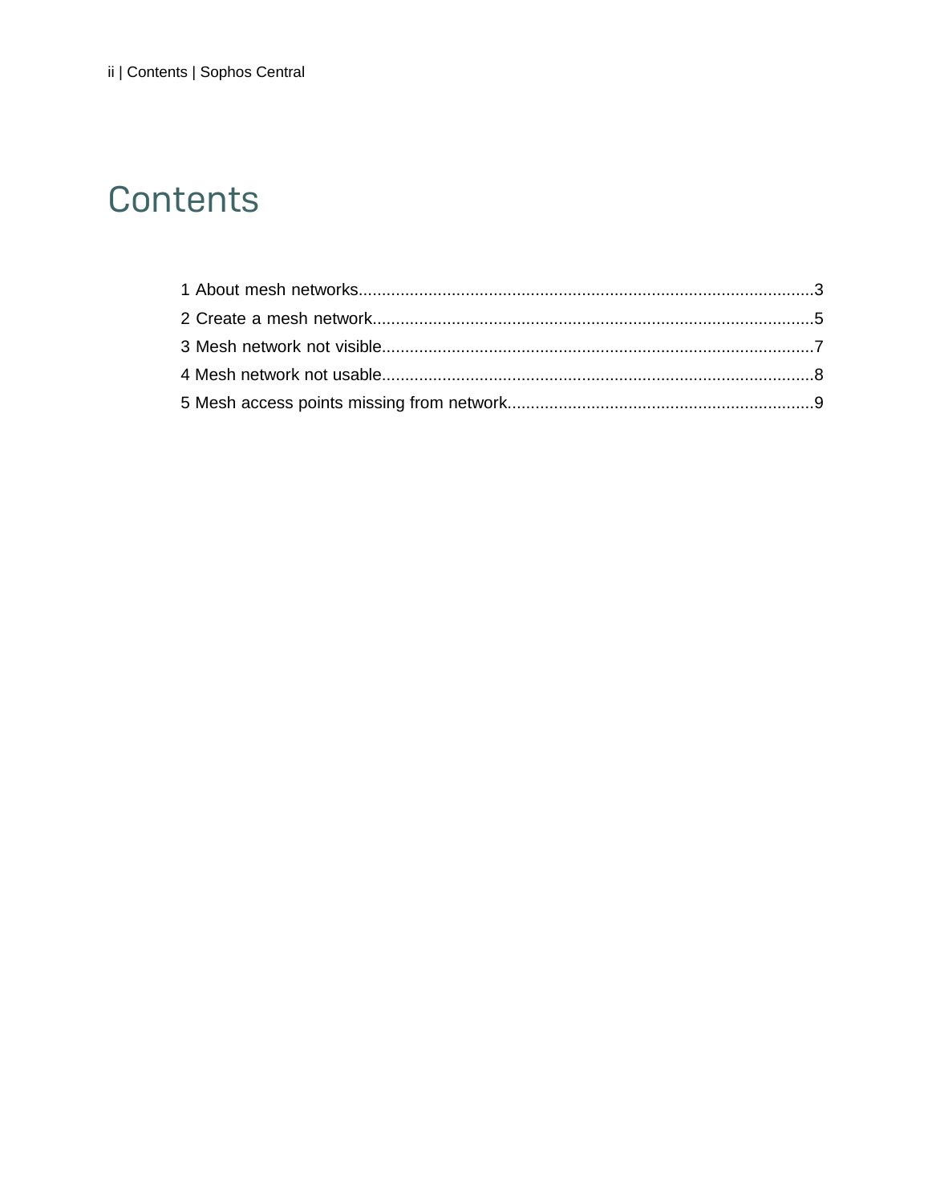# Contents

1 About mesh networks.................................................................................................3
2 Create a mesh network..............................................................................................5
3 Mesh network not visible............................................................................................7
4 Mesh network not usable............................................................................................8
5 Mesh access points missing from network.................................................................9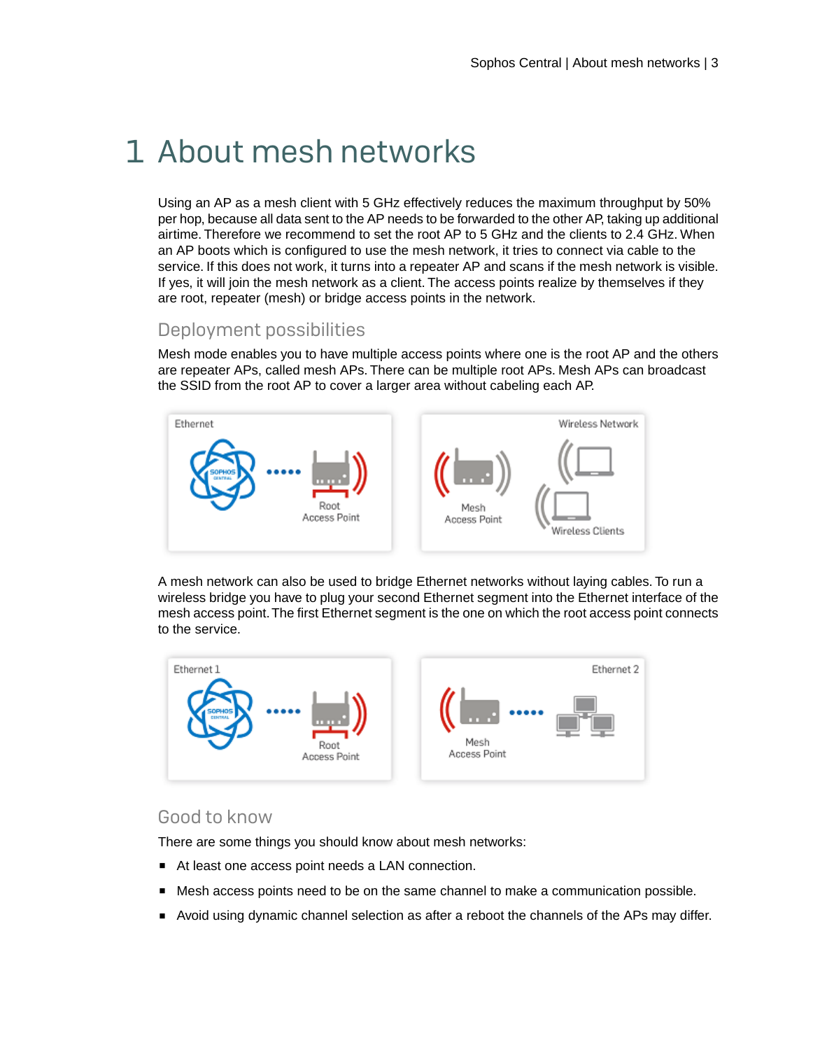# 1 About mesh networks

Using an AP as a mesh client with 5 GHz effectively reduces the maximum throughput by 50% per hop, because all data sent to the AP needs to be forwarded to the other AP, taking up additional airtime. Therefore we recommend to set the root AP to 5 GHz and the clients to 2.4 GHz. When an AP boots which is configured to use the mesh network, it tries to connect via cable to the service. If this does not work, it turns into a repeater AP and scans if the mesh network is visible. If yes, it will join the mesh network as a client. The access points realize by themselves if they are root, repeater (mesh) or bridge access points in the network.

## Deployment possibilities

Mesh mode enables you to have multiple access points where one is the root AP and the others are repeater APs, called mesh APs. There can be multiple root APs. Mesh APs can broadcast the SSID from the root AP to cover a larger area without cabeling each AP.

A mesh network can also be used to bridge Ethernet networks without laying cables. To run a wireless bridge you have to plug your second Ethernet segment into the Ethernet interface of the mesh access point. The first Ethernet segment is the one on which the root access point connects to the service.

## Good to know

There are some things you should know about mesh networks:

- At least one access point needs a LAN connection.
- Mesh access points need to be on the same channel to make a communication possible.
- Avoid using dynamic channel selection as after a reboot the channels of the APs may differ.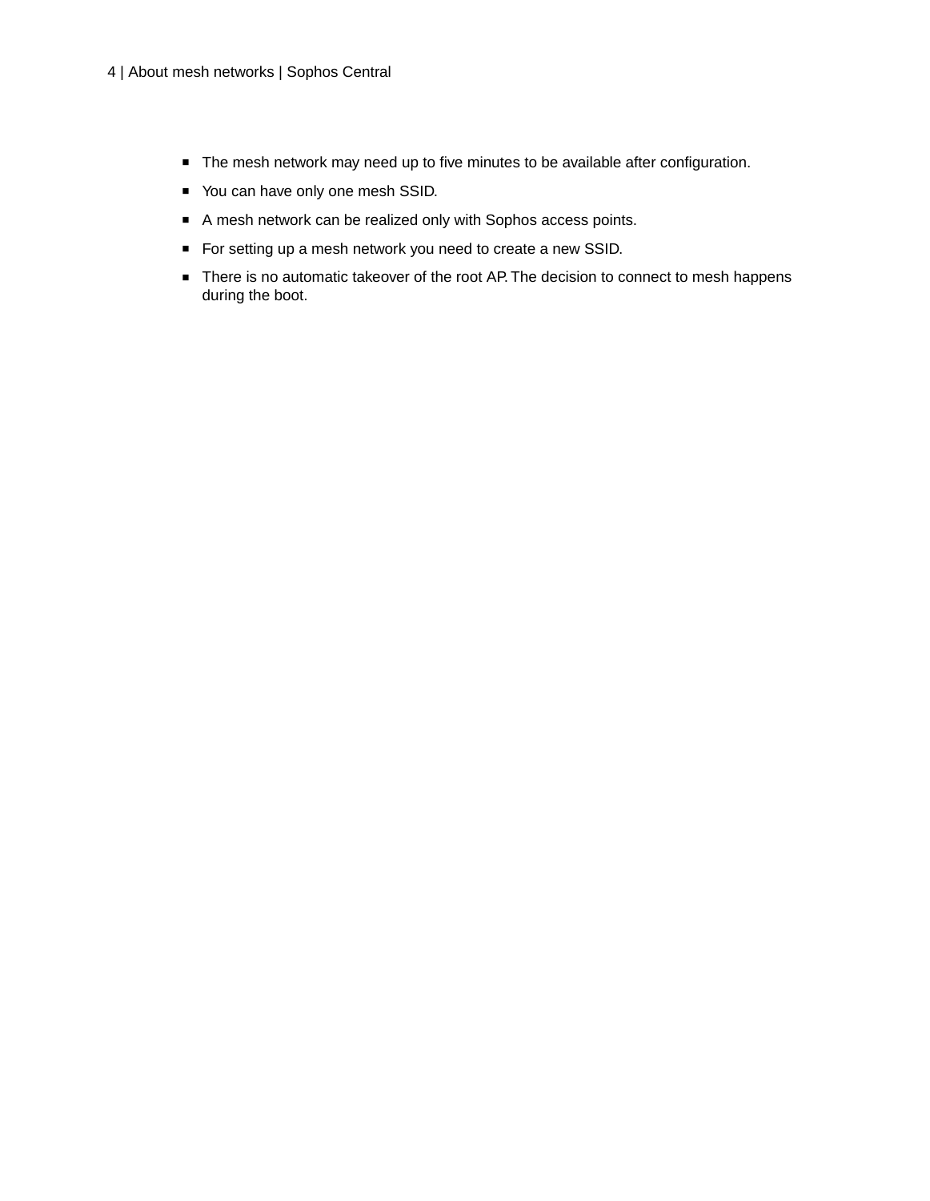- The mesh network may need up to five minutes to be available after configuration.
- You can have only one mesh SSID.
- A mesh network can be realized only with Sophos access points.
- For setting up a mesh network you need to create a new SSID.
- There is no automatic takeover of the root AP. The decision to connect to mesh happens during the boot.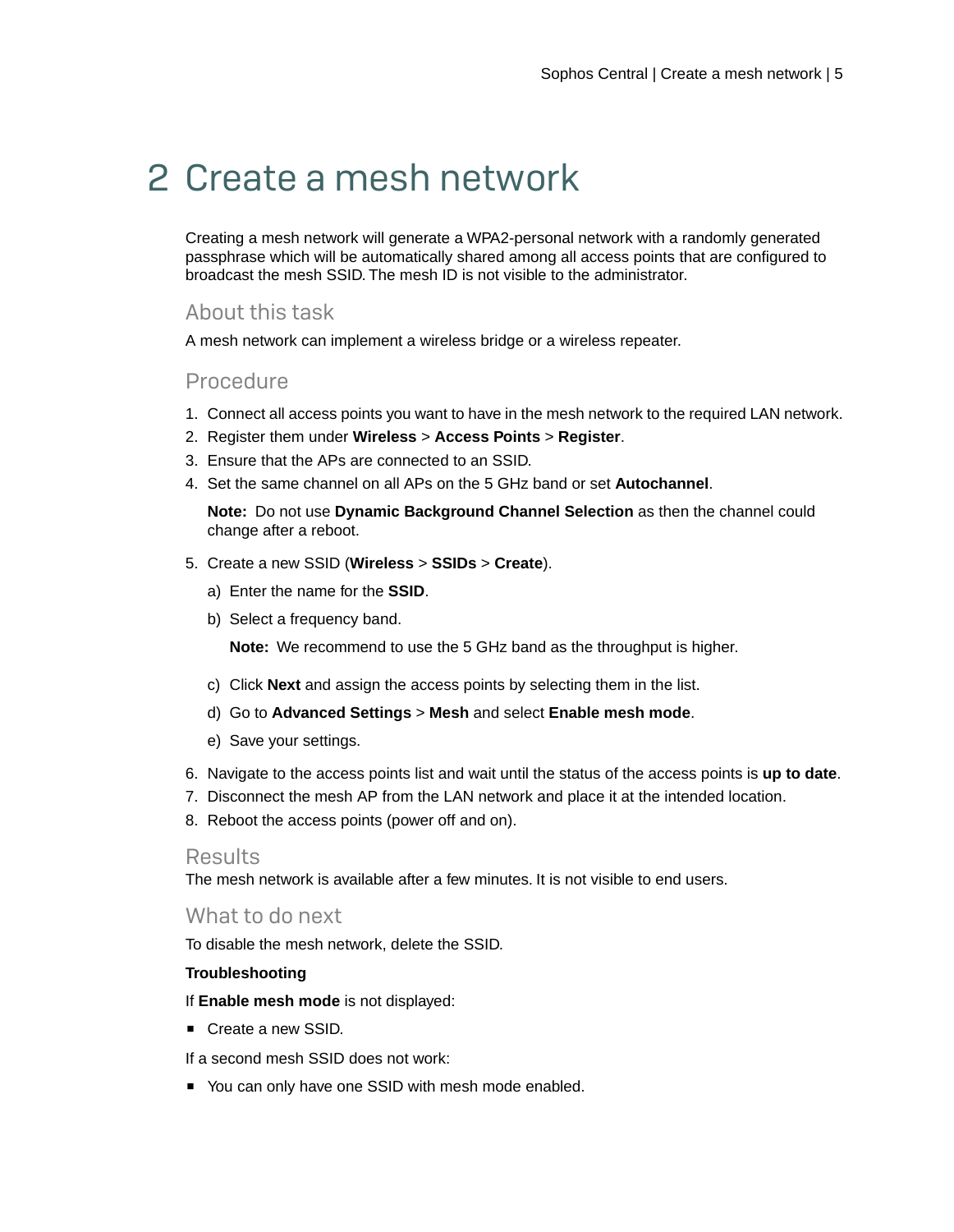# 2 Create a mesh network

Creating a mesh network will generate a WPA2-personal network with a randomly generated passphrase which will be automatically shared among all access points that are configured to broadcast the mesh SSID. The mesh ID is not visible to the administrator.

## About this task

A mesh network can implement a wireless bridge or a wireless repeater.

## Procedure

1. Connect all access points you want to have in the mesh network to the required LAN network.
2. Register them under **Wireless** > **Access Points** > **Register**.
3. Ensure that the APs are connected to an SSID.
4. Set the same channel on all APs on the 5 GHz band or set **Autochannel**.

   **Note:** Do not use **Dynamic Background Channel Selection** as then the channel could change after a reboot.

5. Create a new SSID (**Wireless** > **SSIDs** > **Create**).
   a) Enter the name for the **SSID**.
   b) Select a frequency band.

      **Note:** We recommend to use the 5 GHz band as the throughput is higher.

   c) Click **Next** and assign the access points by selecting them in the list.
   d) Go to **Advanced Settings** > **Mesh** and select **Enable mesh mode**.
   e) Save your settings.
6. Navigate to the access points list and wait until the status of the access points is **up to date**.
7. Disconnect the mesh AP from the LAN network and place it at the intended location.
8. Reboot the access points (power off and on).

## Results

The mesh network is available after a few minutes. It is not visible to end users.

## What to do next

To disable the mesh network, delete the SSID.

**Troubleshooting**

If **Enable mesh mode** is not displayed:

- Create a new SSID.

If a second mesh SSID does not work:

- You can only have one SSID with mesh mode enabled.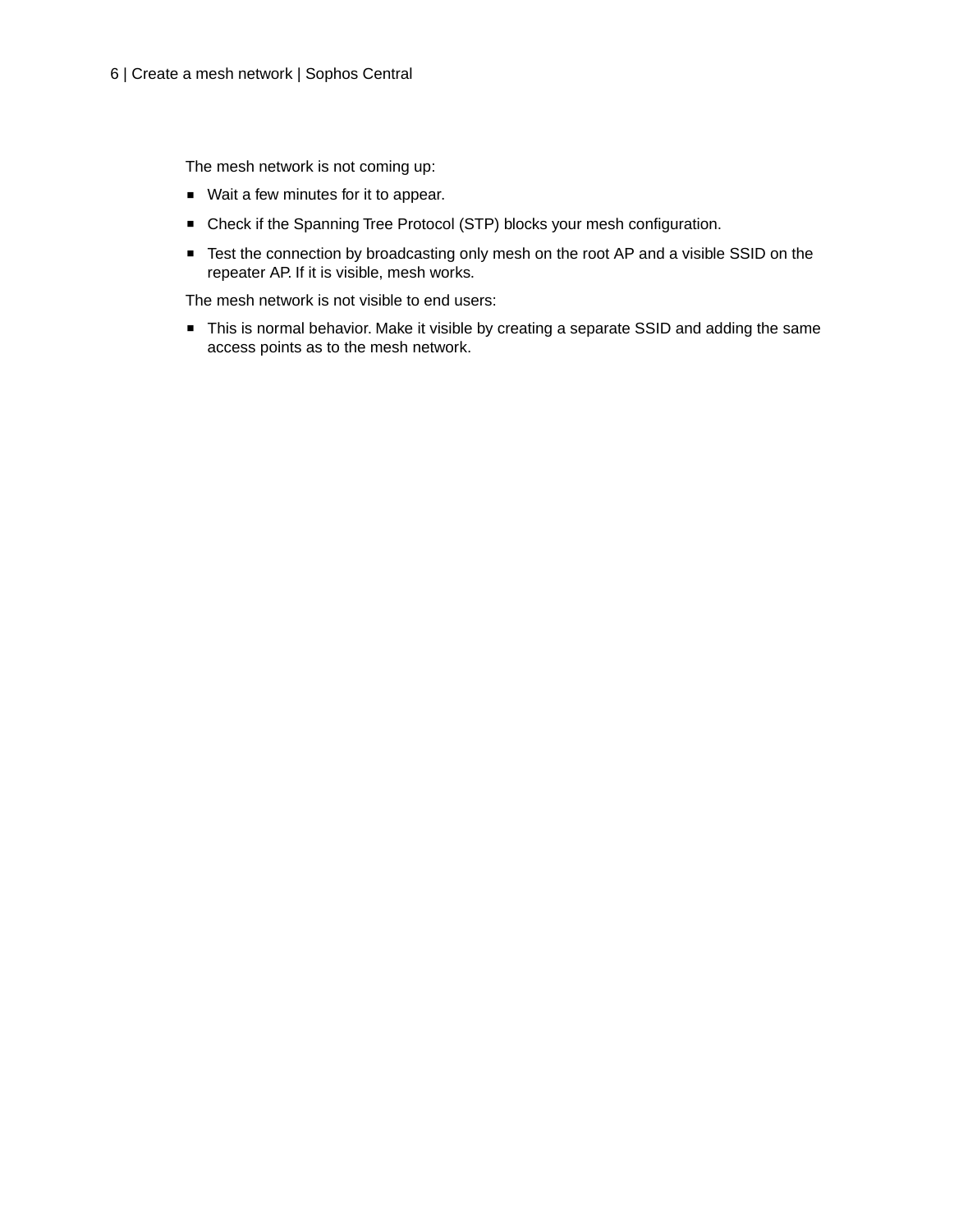The mesh network is not coming up:

- Wait a few minutes for it to appear.
- Check if the Spanning Tree Protocol (STP) blocks your mesh configuration.
- Test the connection by broadcasting only mesh on the root AP and a visible SSID on the repeater AP. If it is visible, mesh works.

The mesh network is not visible to end users:

- This is normal behavior. Make it visible by creating a separate SSID and adding the same access points as to the mesh network.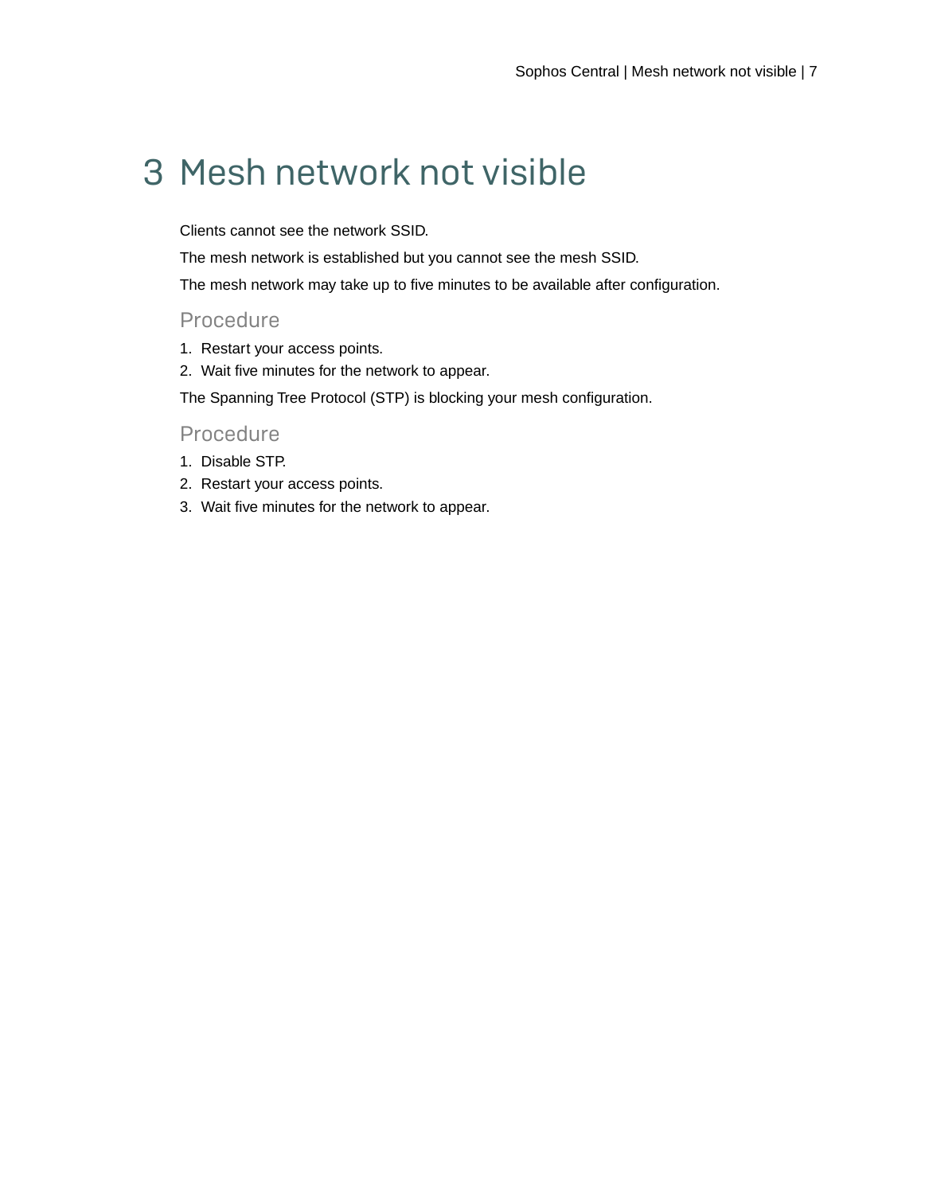# 3 Mesh network not visible

Clients cannot see the network SSID.

The mesh network is established but you cannot see the mesh SSID.

The mesh network may take up to five minutes to be available after configuration.

## Procedure

1. Restart your access points.
2. Wait five minutes for the network to appear.

The Spanning Tree Protocol (STP) is blocking your mesh configuration.

## Procedure

1. Disable STP.
2. Restart your access points.
3. Wait five minutes for the network to appear.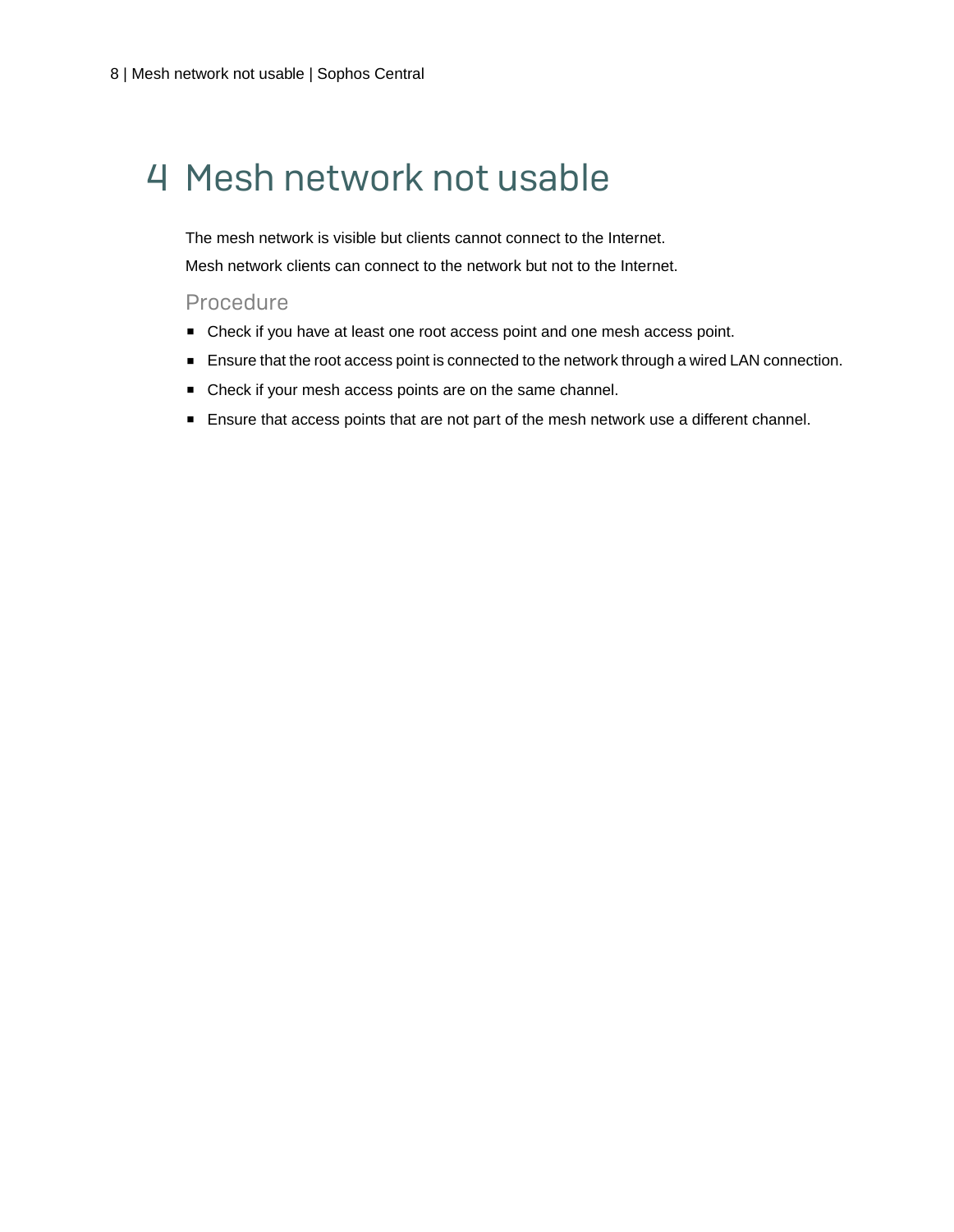# 4 Mesh network not usable

The mesh network is visible but clients cannot connect to the Internet.

Mesh network clients can connect to the network but not to the Internet.

### Procedure

- Check if you have at least one root access point and one mesh access point.
- Ensure that the root access point is connected to the network through a wired LAN connection.
- Check if your mesh access points are on the same channel.
- Ensure that access points that are not part of the mesh network use a different channel.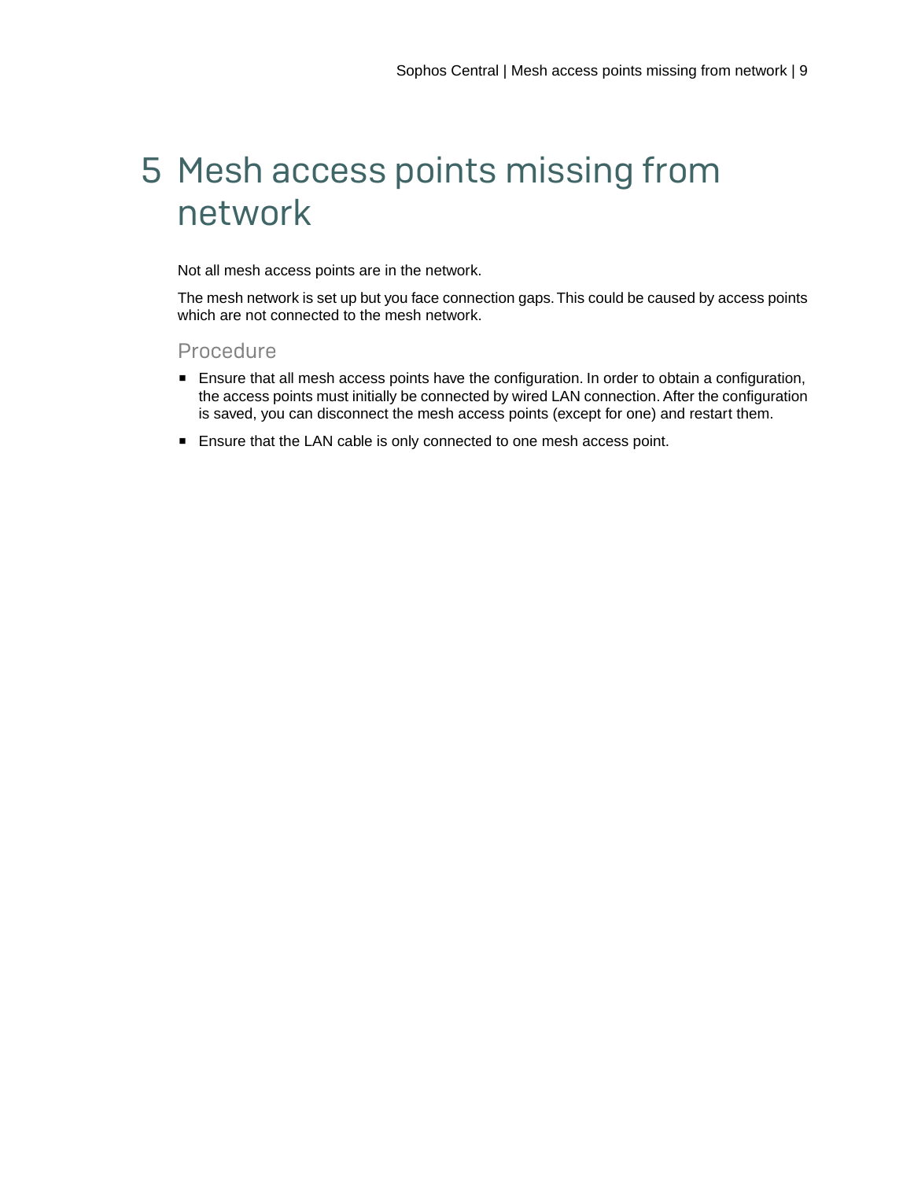# 5 Mesh access points missing from network

Not all mesh access points are in the network.

The mesh network is set up but you face connection gaps. This could be caused by access points which are not connected to the mesh network.

### Procedure

- Ensure that all mesh access points have the configuration. In order to obtain a configuration, the access points must initially be connected by wired LAN connection. After the configuration is saved, you can disconnect the mesh access points (except for one) and restart them.
- Ensure that the LAN cable is only connected to one mesh access point.